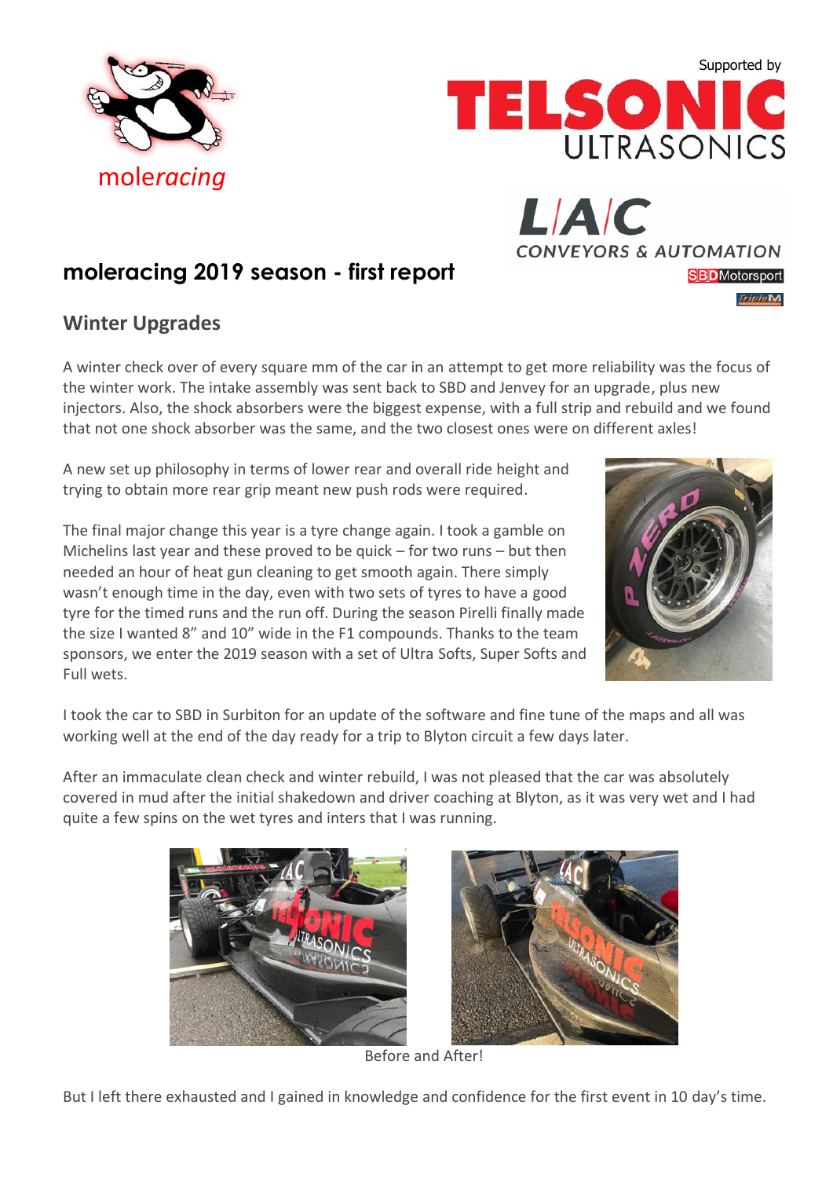moleracing

Supported by

TELSONIC ULTRASONICS

L/A/C CONVEYORS & AUTOMATION

SBD Motorsport

TripleM

# moleracing 2019 season - first report

## Winter Upgrades

A winter check over of every square mm of the car in an attempt to get more reliability was the focus of the winter work. The intake assembly was sent back to SBD and Jenvey for an upgrade, plus new injectors. Also, the shock absorbers were the biggest expense, with a full strip and rebuild and we found that not one shock absorber was the same, and the two closest ones were on different axles!

A new set up philosophy in terms of lower rear and overall ride height and trying to obtain more rear grip meant new push rods were required.

The final major change this year is a tyre change again. I took a gamble on Michelins last year and these proved to be quick – for two runs – but then needed an hour of heat gun cleaning to get smooth again. There simply wasn't enough time in the day, even with two sets of tyres to have a good tyre for the timed runs and the run off. During the season Pirelli finally made the size I wanted 8" and 10" wide in the F1 compounds. Thanks to the team sponsors, we enter the 2019 season with a set of Ultra Softs, Super Softs and Full wets.

I took the car to SBD in Surbiton for an update of the software and fine tune of the maps and all was working well at the end of the day ready for a trip to Blyton circuit a few days later.

After an immaculate clean check and winter rebuild, I was not pleased that the car was absolutely covered in mud after the initial shakedown and driver coaching at Blyton, as it was very wet and I had quite a few spins on the wet tyres and inters that I was running.

Before and After!

But I left there exhausted and I gained in knowledge and confidence for the first event in 10 day's time.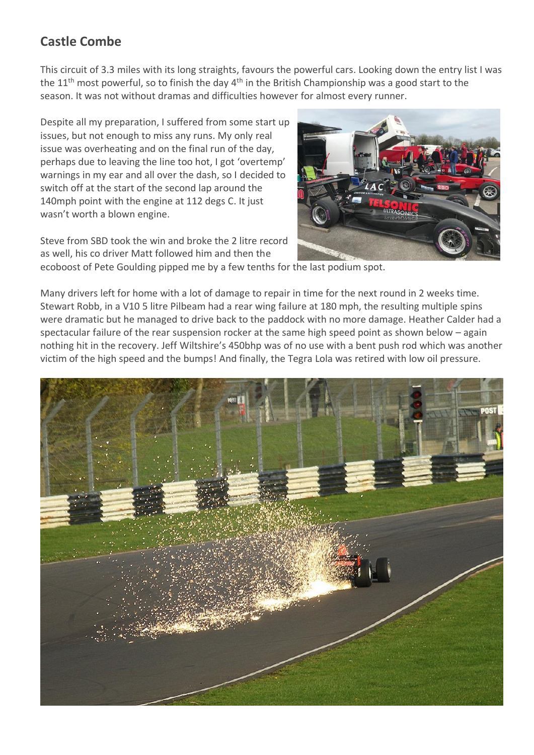## Castle Combe

This circuit of 3.3 miles with its long straights, favours the powerful cars. Looking down the entry list I was the 11th most powerful, so to finish the day 4th in the British Championship was a good start to the season. It was not without dramas and difficulties however for almost every runner.

Despite all my preparation, I suffered from some start up issues, but not enough to miss any runs. My only real issue was overheating and on the final run of the day, perhaps due to leaving the line too hot, I got 'overtemp' warnings in my ear and all over the dash, so I decided to switch off at the start of the second lap around the 140mph point with the engine at 112 degs C. It just wasn't worth a blown engine.

Steve from SBD took the win and broke the 2 litre record as well, his co driver Matt followed him and then the ecoboost of Pete Goulding pipped me by a few tenths for the last podium spot.

Many drivers left for home with a lot of damage to repair in time for the next round in 2 weeks time. Stewart Robb, in a V10 5 litre Pilbeam had a rear wing failure at 180 mph, the resulting multiple spins were dramatic but he managed to drive back to the paddock with no more damage. Heather Calder had a spectacular failure of the rear suspension rocker at the same high speed point as shown below – again nothing hit in the recovery. Jeff Wiltshire's 450bhp was of no use with a bent push rod which was another victim of the high speed and the bumps! And finally, the Tegra Lola was retired with low oil pressure.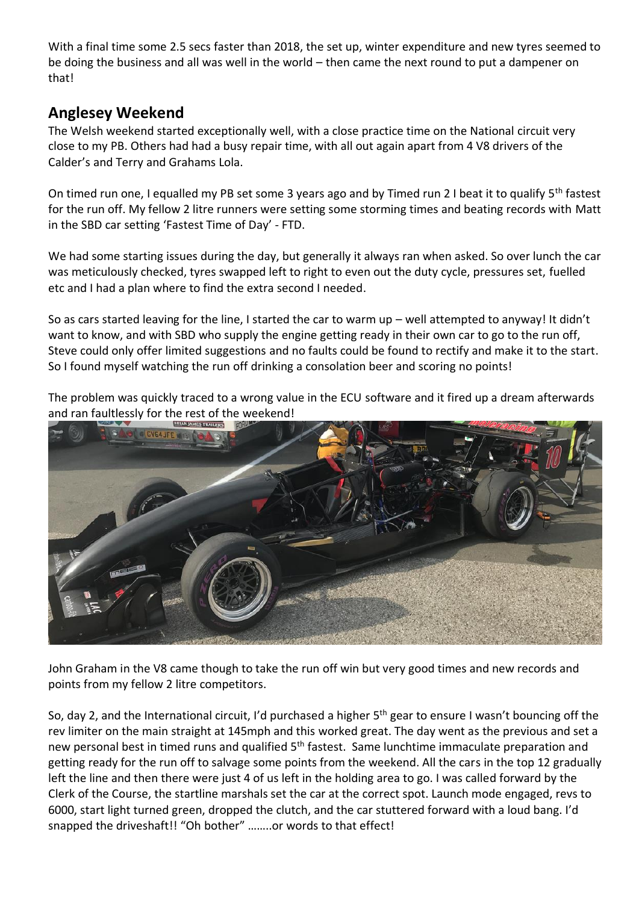With a final time some 2.5 secs faster than 2018, the set up, winter expenditure and new tyres seemed to be doing the business and all was well in the world – then came the next round to put a dampener on that!

## Anglesey Weekend

The Welsh weekend started exceptionally well, with a close practice time on the National circuit very close to my PB. Others had had a busy repair time, with all out again apart from 4 V8 drivers of the Calder's and Terry and Grahams Lola.

On timed run one, I equalled my PB set some 3 years ago and by Timed run 2 I beat it to qualify 5th fastest for the run off. My fellow 2 litre runners were setting some storming times and beating records with Matt in the SBD car setting 'Fastest Time of Day' - FTD.

We had some starting issues during the day, but generally it always ran when asked. So over lunch the car was meticulously checked, tyres swapped left to right to even out the duty cycle, pressures set, fuelled etc and I had a plan where to find the extra second I needed.

So as cars started leaving for the line, I started the car to warm up – well attempted to anyway! It didn't want to know, and with SBD who supply the engine getting ready in their own car to go to the run off, Steve could only offer limited suggestions and no faults could be found to rectify and make it to the start. So I found myself watching the run off drinking a consolation beer and scoring no points!

The problem was quickly traced to a wrong value in the ECU software and it fired up a dream afterwards and ran faultlessly for the rest of the weekend!

John Graham in the V8 came though to take the run off win but very good times and new records and points from my fellow 2 litre competitors.

So, day 2, and the International circuit, I'd purchased a higher 5th gear to ensure I wasn't bouncing off the rev limiter on the main straight at 145mph and this worked great. The day went as the previous and set a new personal best in timed runs and qualified 5th fastest. Same lunchtime immaculate preparation and getting ready for the run off to salvage some points from the weekend. All the cars in the top 12 gradually left the line and then there were just 4 of us left in the holding area to go. I was called forward by the Clerk of the Course, the startline marshals set the car at the correct spot. Launch mode engaged, revs to 6000, start light turned green, dropped the clutch, and the car stuttered forward with a loud bang. I'd snapped the driveshaft!! "Oh bother" ……..or words to that effect!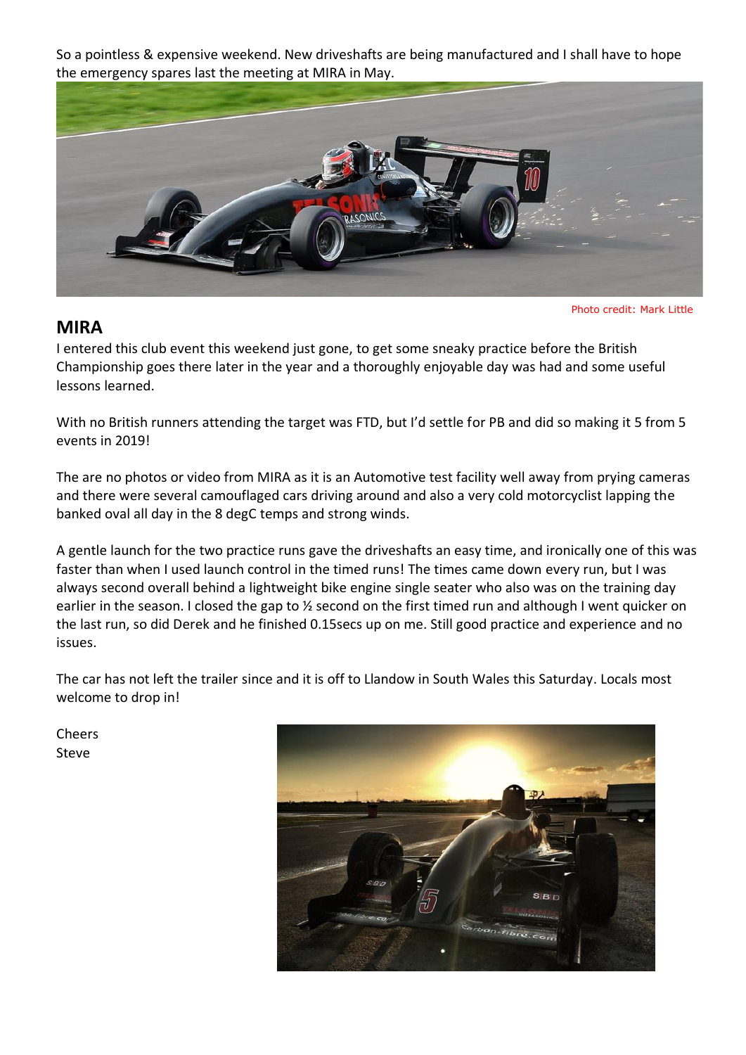So a pointless & expensive weekend. New driveshafts are being manufactured and I shall have to hope the emergency spares last the meeting at MIRA in May.

Photo credit: Mark Little

## MIRA

I entered this club event this weekend just gone, to get some sneaky practice before the British Championship goes there later in the year and a thoroughly enjoyable day was had and some useful lessons learned.

With no British runners attending the target was FTD, but I'd settle for PB and did so making it 5 from 5 events in 2019!

The are no photos or video from MIRA as it is an Automotive test facility well away from prying cameras and there were several camouflaged cars driving around and also a very cold motorcyclist lapping the banked oval all day in the 8 degC temps and strong winds.

A gentle launch for the two practice runs gave the driveshafts an easy time, and ironically one of this was faster than when I used launch control in the timed runs! The times came down every run, but I was always second overall behind a lightweight bike engine single seater who also was on the training day earlier in the season. I closed the gap to ½ second on the first timed run and although I went quicker on the last run, so did Derek and he finished 0.15secs up on me. Still good practice and experience and no issues.

The car has not left the trailer since and it is off to Llandow in South Wales this Saturday. Locals most welcome to drop in!

Cheers
Steve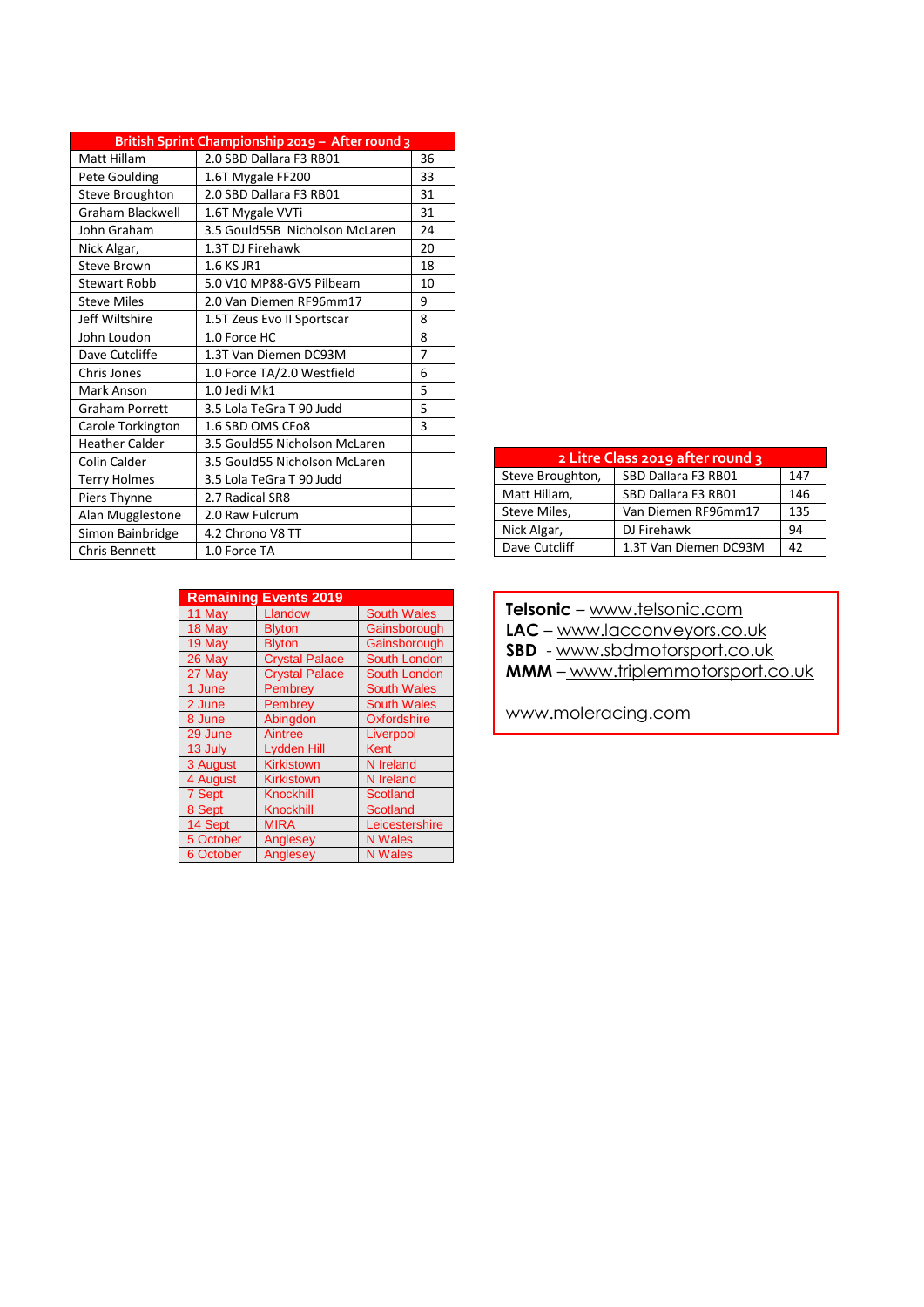| British Sprint Championship 2019 – After round 3 | | |
|---|---|---|
| Matt Hillam | 2.0 SBD Dallara F3 RB01 | 36 |
| Pete Goulding | 1.6T Mygale FF200 | 33 |
| Steve Broughton | 2.0 SBD Dallara F3 RB01 | 31 |
| Graham Blackwell | 1.6T Mygale VVTi | 31 |
| John Graham | 3.5 Gould55B Nicholson McLaren | 24 |
| Nick Algar, | 1.3T DJ Firehawk | 20 |
| Steve Brown | 1.6 KS JR1 | 18 |
| Stewart Robb | 5.0 V10 MP88-GV5 Pilbeam | 10 |
| Steve Miles | 2.0 Van Diemen RF96mm17 | 9 |
| Jeff Wiltshire | 1.5T Zeus Evo II Sportscar | 8 |
| John Loudon | 1.0 Force HC | 8 |
| Dave Cutcliffe | 1.3T Van Diemen DC93M | 7 |
| Chris Jones | 1.0 Force TA/2.0 Westfield | 6 |
| Mark Anson | 1.0 Jedi Mk1 | 5 |
| Graham Porrett | 3.5 Lola TeGra T 90 Judd | 5 |
| Carole Torkington | 1.6 SBD OMS CFo8 | 3 |
| Heather Calder | 3.5 Gould55 Nicholson McLaren | |
| Colin Calder | 3.5 Gould55 Nicholson McLaren | |
| Terry Holmes | 3.5 Lola TeGra T 90 Judd | |
| Piers Thynne | 2.7 Radical SR8 | |
| Alan Mugglestone | 2.0 Raw Fulcrum | |
| Simon Bainbridge | 4.2 Chrono V8 TT | |
| Chris Bennett | 1.0 Force TA | |

| 2 Litre Class 2019 after round 3 | | |
|---|---|---|
| Steve Broughton, | SBD Dallara F3 RB01 | 147 |
| Matt Hillam, | SBD Dallara F3 RB01 | 146 |
| Steve Miles, | Van Diemen RF96mm17 | 135 |
| Nick Algar, | DJ Firehawk | 94 |
| Dave Cutcliff | 1.3T Van Diemen DC93M | 42 |

| Remaining Events 2019 | | |
|---|---|---|
| 11 May | Llandow | South Wales |
| 18 May | Blyton | Gainsborough |
| 19 May | Blyton | Gainsborough |
| 26 May | Crystal Palace | South London |
| 27 May | Crystal Palace | South London |
| 1 June | Pembrey | South Wales |
| 2 June | Pembrey | South Wales |
| 8 June | Abingdon | Oxfordshire |
| 29 June | Aintree | Liverpool |
| 13 July | Lydden Hill | Kent |
| 3 August | Kirkistown | N Ireland |
| 4 August | Kirkistown | N Ireland |
| 7 Sept | Knockhill | Scotland |
| 8 Sept | Knockhill | Scotland |
| 14 Sept | MIRA | Leicestershire |
| 5 October | Anglesey | N Wales |
| 6 October | Anglesey | N Wales |

**Telsonic** – www.telsonic.com
**LAC** – www.lacconveyors.co.uk
**SBD** - www.sbdmotorsport.co.uk
**MMM** – www.triplemmotorsport.co.uk

www.moleracing.com